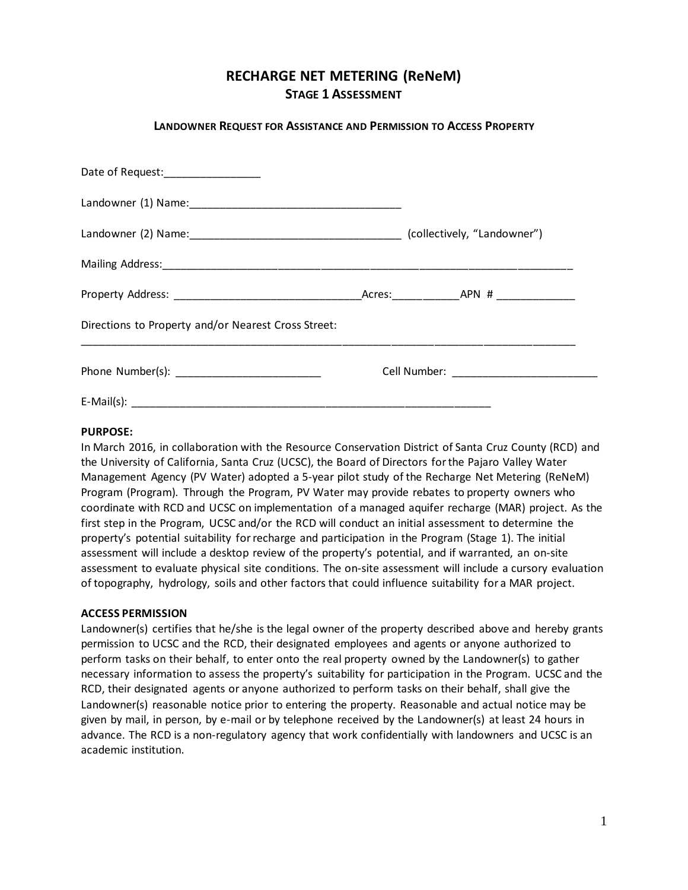# RECHARGE NET METERING (ReNeM)

## STAGE 1 ASSESSMENT

### LANDOWNER REQUEST FOR ASSISTANCE AND PERMISSION TO ACCESS PROPERTY

Date of Request:________________

Landowner (1) Name:___________________________________

Landowner (2) Name:___________________________________ (collectively, "Landowner")

Mailing Address:______________________________________________________________________

Property Address: _______________________________Acres:___________APN # _____________

Directions to Property and/or Nearest Cross Street:

_____________________________________________________________________________________

Phone Number(s): ________________________ Cell Number: ________________________

E-Mail(s): _____________________________________________________________

**PURPOSE:**

In March 2016, in collaboration with the Resource Conservation District of Santa Cruz County (RCD) and the University of California, Santa Cruz (UCSC), the Board of Directors for the Pajaro Valley Water Management Agency (PV Water) adopted a 5-year pilot study of the Recharge Net Metering (ReNeM) Program (Program). Through the Program, PV Water may provide rebates to property owners who coordinate with RCD and UCSC on implementation of a managed aquifer recharge (MAR) project. As the first step in the Program, UCSC and/or the RCD will conduct an initial assessment to determine the property's potential suitability for recharge and participation in the Program (Stage 1). The initial assessment will include a desktop review of the property's potential, and if warranted, an on-site assessment to evaluate physical site conditions. The on-site assessment will include a cursory evaluation of topography, hydrology, soils and other factors that could influence suitability for a MAR project.

**ACCESS PERMISSION**

Landowner(s) certifies that he/she is the legal owner of the property described above and hereby grants permission to UCSC and the RCD, their designated employees and agents or anyone authorized to perform tasks on their behalf, to enter onto the real property owned by the Landowner(s) to gather necessary information to assess the property's suitability for participation in the Program. UCSC and the RCD, their designated agents or anyone authorized to perform tasks on their behalf, shall give the Landowner(s) reasonable notice prior to entering the property. Reasonable and actual notice may be given by mail, in person, by e-mail or by telephone received by the Landowner(s) at least 24 hours in advance. The RCD is a non-regulatory agency that work confidentially with landowners and UCSC is an academic institution.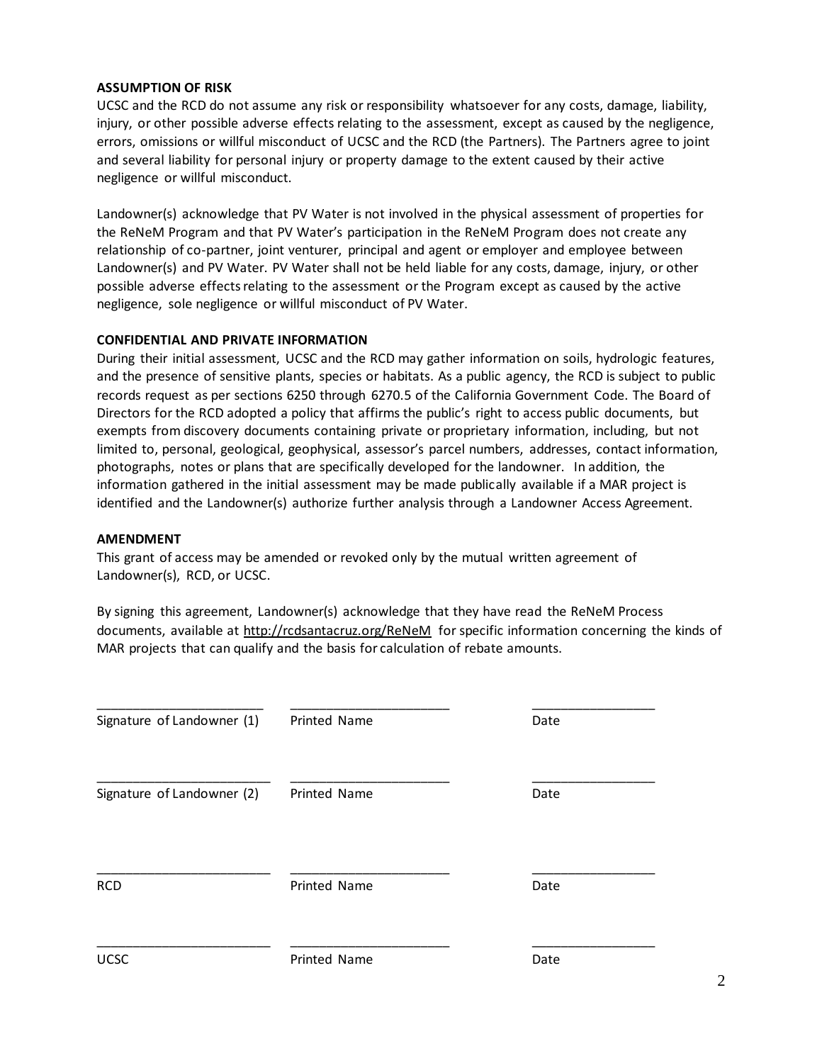**ASSUMPTION OF RISK**

UCSC and the RCD do not assume any risk or responsibility whatsoever for any costs, damage, liability, injury, or other possible adverse effects relating to the assessment, except as caused by the negligence, errors, omissions or willful misconduct of UCSC and the RCD (the Partners). The Partners agree to joint and several liability for personal injury or property damage to the extent caused by their active negligence or willful misconduct.

Landowner(s) acknowledge that PV Water is not involved in the physical assessment of properties for the ReNeM Program and that PV Water's participation in the ReNeM Program does not create any relationship of co-partner, joint venturer, principal and agent or employer and employee between Landowner(s) and PV Water. PV Water shall not be held liable for any costs, damage, injury, or other possible adverse effects relating to the assessment or the Program except as caused by the active negligence, sole negligence or willful misconduct of PV Water.

**CONFIDENTIAL AND PRIVATE INFORMATION**

During their initial assessment, UCSC and the RCD may gather information on soils, hydrologic features, and the presence of sensitive plants, species or habitats. As a public agency, the RCD is subject to public records request as per sections 6250 through 6270.5 of the California Government Code. The Board of Directors for the RCD adopted a policy that affirms the public's right to access public documents, but exempts from discovery documents containing private or proprietary information, including, but not limited to, personal, geological, geophysical, assessor's parcel numbers, addresses, contact information, photographs, notes or plans that are specifically developed for the landowner. In addition, the information gathered in the initial assessment may be made publically available if a MAR project is identified and the Landowner(s) authorize further analysis through a Landowner Access Agreement.

**AMENDMENT**

This grant of access may be amended or revoked only by the mutual written agreement of Landowner(s), RCD, or UCSC.

By signing this agreement, Landowner(s) acknowledge that they have read the ReNeM Process documents, available at http://rcdsantacruz.org/ReNeM for specific information concerning the kinds of MAR projects that can qualify and the basis for calculation of rebate amounts.

| | | |
|---|---|---|
| ________________________ | ________________________ | __________________ |
| Signature of Landowner (1) | Printed Name | Date |
| ________________________ | ________________________ | __________________ |
| Signature of Landowner (2) | Printed Name | Date |
| ________________________ | ________________________ | __________________ |
| RCD | Printed Name | Date |
| ________________________ | ________________________ | __________________ |
| UCSC | Printed Name | Date |